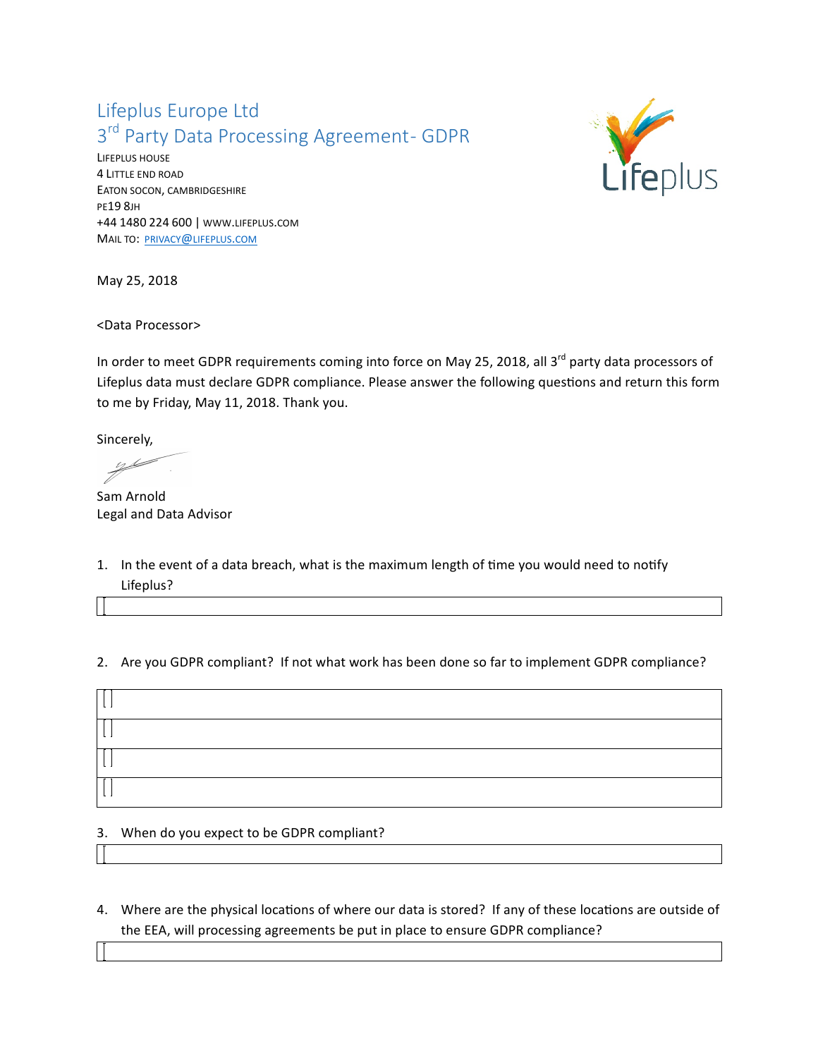# Lifeplus Europe Ltd

## 3rd Party Data Processing Agreement- GDPR

LIFEPLUS HOUSE
4 LITTLE END ROAD
EATON SOCON, CAMBRIDGESHIRE
PE19 8JH
+44 1480 224 600 | WWW.LIFEPLUS.COM
MAIL TO: PRIVACY@LIFEPLUS.COM

May 25, 2018

<Data Processor>

In order to meet GDPR requirements coming into force on May 25, 2018, all 3rd party data processors of Lifeplus data must declare GDPR compliance. Please answer the following questions and return this form to me by Friday, May 11, 2018. Thank you.

Sincerely,

Sam Arnold
Legal and Data Advisor

1. In the event of a data breach, what is the maximum length of time you would need to notify Lifeplus?

| |
|---|
| |

2. Are you GDPR compliant? If not what work has been done so far to implement GDPR compliance?

| |
|---|
| |
| |
| |
| |

3. When do you expect to be GDPR compliant?

| |
|---|
| |

4. Where are the physical locations of where our data is stored? If any of these locations are outside of the EEA, will processing agreements be put in place to ensure GDPR compliance?

| |
|---|
| |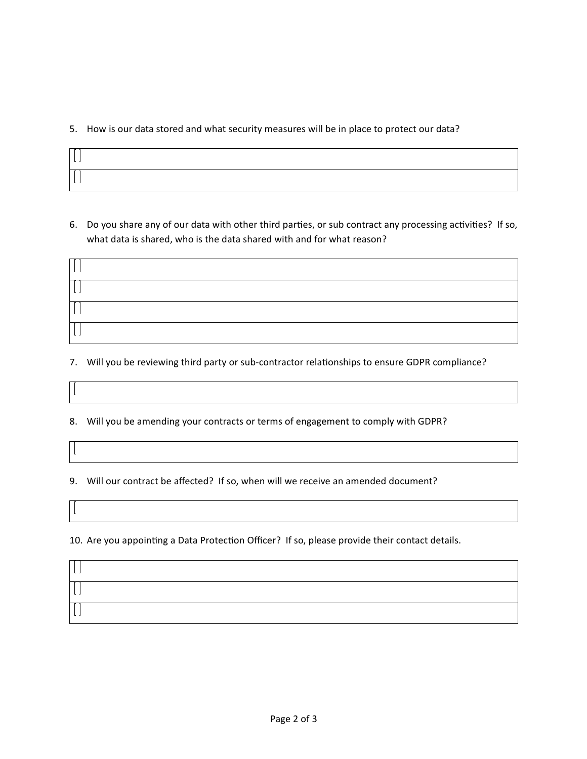5. How is our data stored and what security measures will be in place to protect our data?

| [ ] |
|---|
| [ ] |

6. Do you share any of our data with other third parties, or sub contract any processing activities? If so, what data is shared, who is the data shared with and for what reason?

| [ ] |
|---|
| [ ] |
| [ ] |
| [ ] |

7. Will you be reviewing third party or sub-contractor relationships to ensure GDPR compliance?

| [ |
|---|

8. Will you be amending your contracts or terms of engagement to comply with GDPR?

| [ |
|---|

9. Will our contract be affected? If so, when will we receive an amended document?

| [ |
|---|

10. Are you appointing a Data Protection Officer? If so, please provide their contact details.

| [ ] |
|---|
| [ ] |
| [ ] |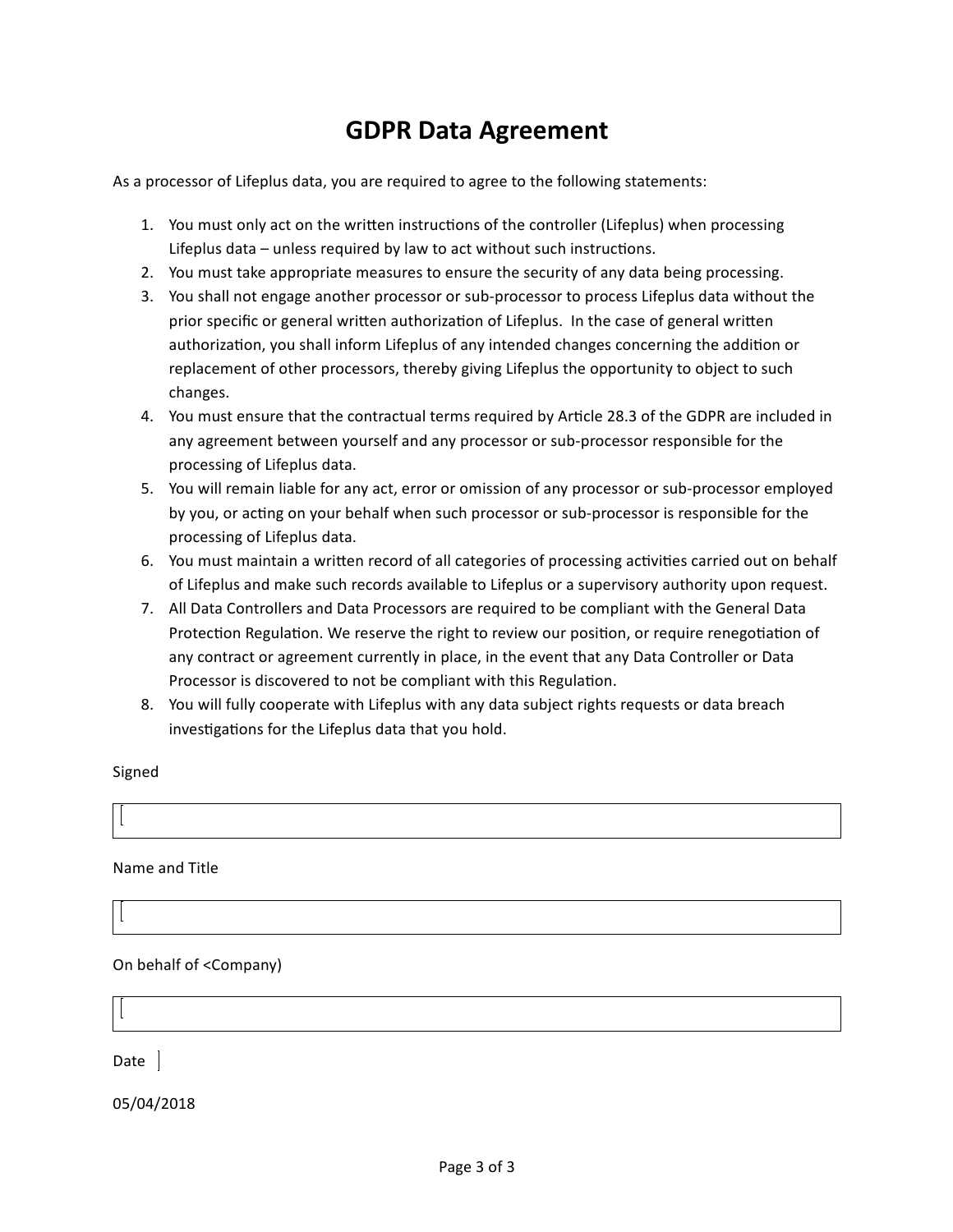# GDPR Data Agreement

As a processor of Lifeplus data, you are required to agree to the following statements:

1. You must only act on the written instructions of the controller (Lifeplus) when processing Lifeplus data – unless required by law to act without such instructions.
2. You must take appropriate measures to ensure the security of any data being processing.
3. You shall not engage another processor or sub-processor to process Lifeplus data without the prior specific or general written authorization of Lifeplus. In the case of general written authorization, you shall inform Lifeplus of any intended changes concerning the addition or replacement of other processors, thereby giving Lifeplus the opportunity to object to such changes.
4. You must ensure that the contractual terms required by Article 28.3 of the GDPR are included in any agreement between yourself and any processor or sub-processor responsible for the processing of Lifeplus data.
5. You will remain liable for any act, error or omission of any processor or sub-processor employed by you, or acting on your behalf when such processor or sub-processor is responsible for the processing of Lifeplus data.
6. You must maintain a written record of all categories of processing activities carried out on behalf of Lifeplus and make such records available to Lifeplus or a supervisory authority upon request.
7. All Data Controllers and Data Processors are required to be compliant with the General Data Protection Regulation. We reserve the right to review our position, or require renegotiation of any contract or agreement currently in place, in the event that any Data Controller or Data Processor is discovered to not be compliant with this Regulation.
8. You will fully cooperate with Lifeplus with any data subject rights requests or data breach investigations for the Lifeplus data that you hold.

Signed

Name and Title

On behalf of <Company)

Date

05/04/2018